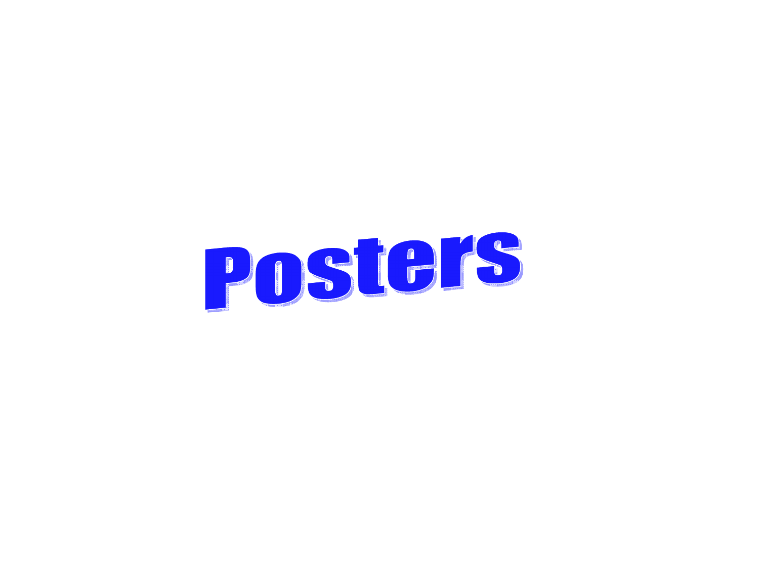# Posters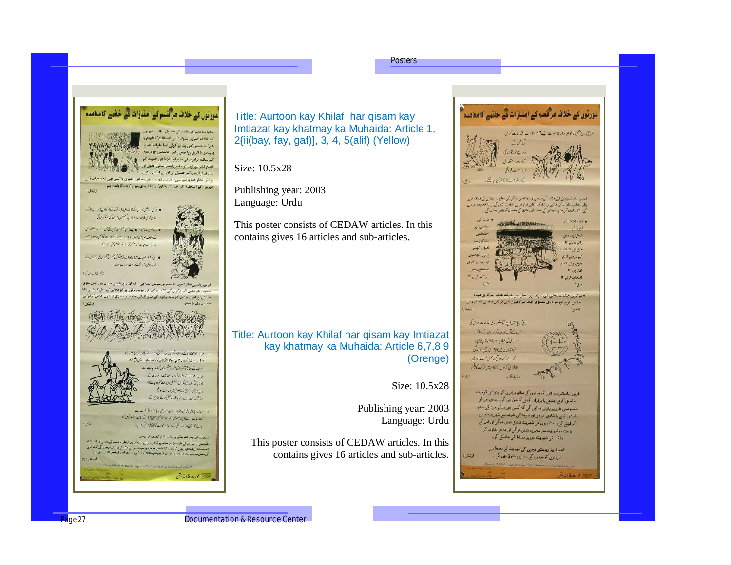Title: Aurtoon kay Khilaf  har qisam kay Imtiazat kay khatmay ka Muhaida: Article 1, 2{ii(bay, fay, gaf)], 3, 4, 5(alif) (Yellow)

Size: 10.5x28

Publishing year: 2003
Language: Urdu

This poster consists of CEDAW articles. In this contains gives 16 articles and sub-articles.

Title: Aurtoon kay Khilaf har qisam kay Imtiazat kay khatmay ka Muhaida: Article 6,7,8,9 (Orenge)

Size: 10.5x28

Publishing year: 2003
Language: Urdu

This poster consists of CEDAW articles. In this contains gives 16 articles and sub-articles.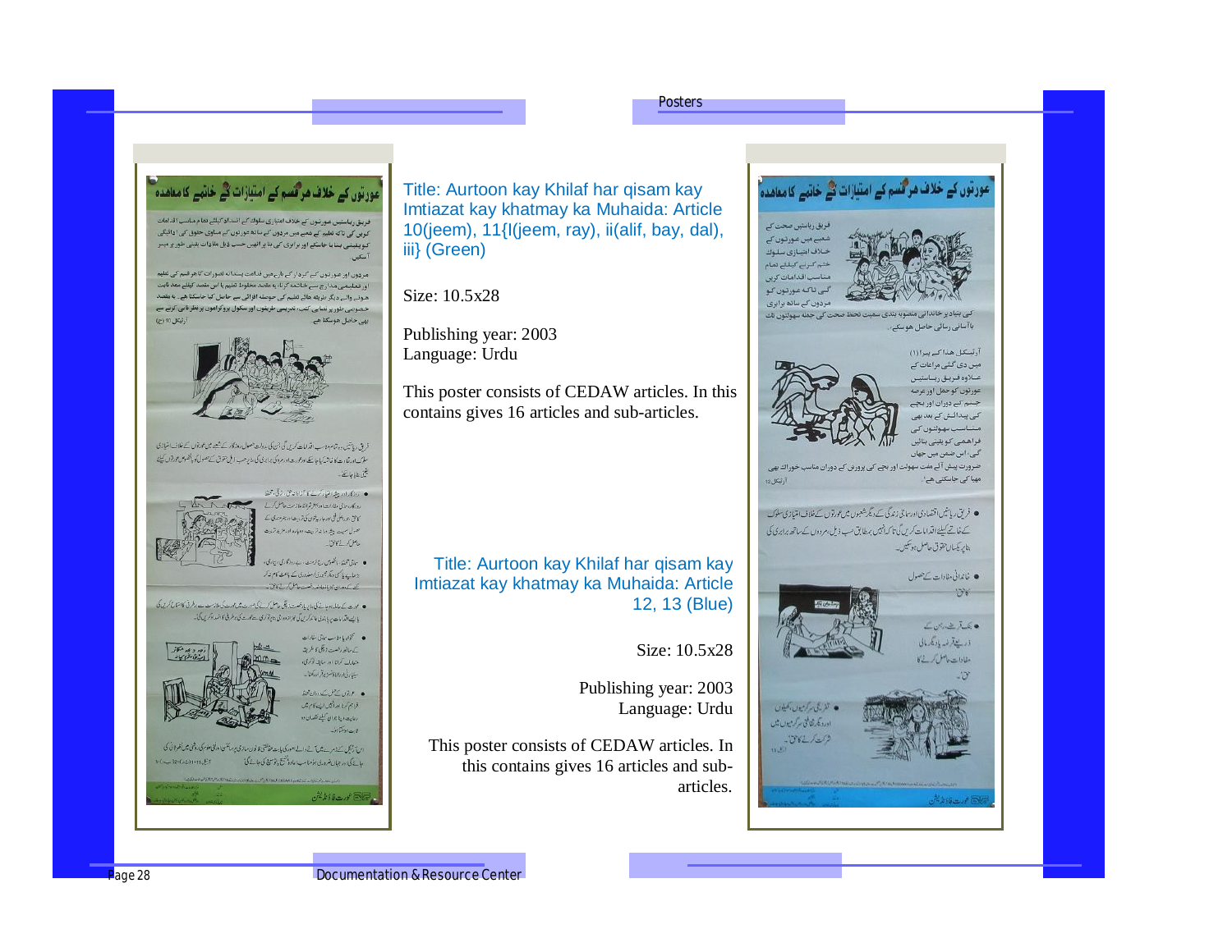Title: Aurtoon kay Khilaf har qisam kay Imtiazat kay khatmay ka Muhaida: Article 10(jeem), 11{I(jeem, ray), ii(alif, bay, dal), iii} (Green)

Size: 10.5x28

Publishing year: 2003
Language: Urdu

This poster consists of CEDAW articles. In this contains gives 16 articles and sub-articles.

Title: Aurtoon kay Khilaf har qisam kay Imtiazat kay khatmay ka Muhaida: Article 12, 13 (Blue)

Size: 10.5x28

Publishing year: 2003
Language: Urdu

This poster consists of CEDAW articles. In this contains gives 16 articles and sub-articles.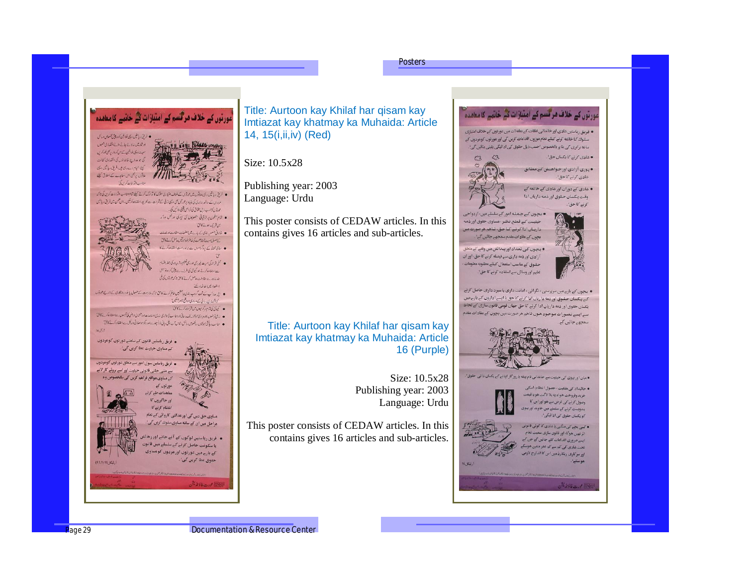Title: Aurtoon kay Khilaf har qisam kay Imtiazat kay khatmay ka Muhaida: Article 14, 15(i,ii,iv) (Red)

Size: 10.5x28

Publishing year: 2003
Language: Urdu

This poster consists of CEDAW articles. In this contains gives 16 articles and sub-articles.

Title: Aurtoon kay Khilaf har qisam kay Imtiazat kay khatmay ka Muhaida: Article 16 (Purple)

Size: 10.5x28
Publishing year: 2003
Language: Urdu

This poster consists of CEDAW articles. In this contains gives 16 articles and sub-articles.